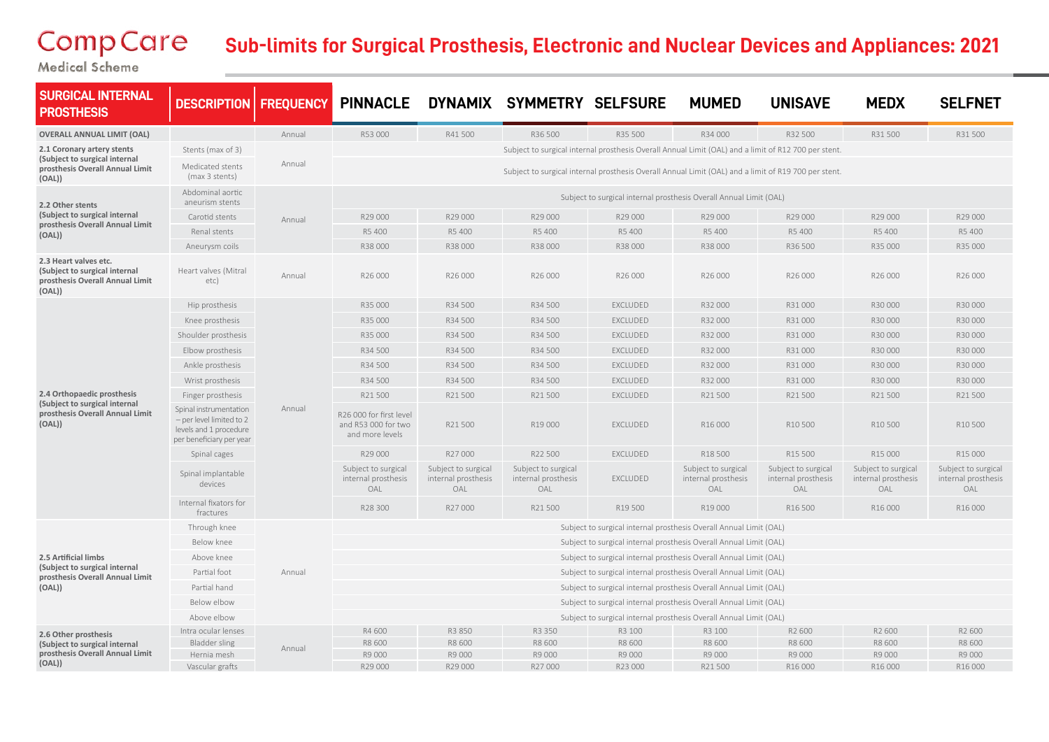# CompCare Medical Scheme

## Sub-limits for Surgical Prosthesis, Electronic and Nuclear Devices and Appliances: 2021

| SURGICAL INTERNAL PROSTHESIS | DESCRIPTION | FREQUENCY | PINNACLE | DYNAMIX | SYMMETRY | SELFSURE | MUMED | UNISAVE | MEDX | SELFNET |
|---|---|---|---|---|---|---|---|---|---|---|
| **OVERALL ANNUAL LIMIT (OAL)** | | Annual | R53 000 | R41 500 | R36 500 | R35 500 | R34 000 | R32 500 | R31 500 | R31 500 |
| **2.1 Coronary artery stents (Subject to surgical internal prosthesis Overall Annual Limit (OAL))** | Stents (max of 3) | Annual | Subject to surgical internal prosthesis Overall Annual Limit (OAL) and a limit of R12 700 per stent. | | | | | | | |
| | Medicated stents (max 3 stents) | | Subject to surgical internal prosthesis Overall Annual Limit (OAL) and a limit of R19 700 per stent. | | | | | | | |
| **2.2 Other stents (Subject to surgical internal prosthesis Overall Annual Limit (OAL))** | Abdominal aortic aneurism stents | Annual | Subject to surgical internal prosthesis Overall Annual Limit (OAL) | | | | | | | |
| | Carotid stents | | R29 000 | R29 000 | R29 000 | R29 000 | R29 000 | R29 000 | R29 000 | R29 000 |
| | Renal stents | | R5 400 | R5 400 | R5 400 | R5 400 | R5 400 | R5 400 | R5 400 | R5 400 |
| | Aneurysm coils | | R38 000 | R38 000 | R38 000 | R38 000 | R38 000 | R36 500 | R35 000 | R35 000 |
| **2.3 Heart valves etc. (Subject to surgical internal prosthesis Overall Annual Limit (OAL))** | Heart valves (Mitral etc) | Annual | R26 000 | R26 000 | R26 000 | R26 000 | R26 000 | R26 000 | R26 000 | R26 000 |
| **2.4 Orthopaedic prosthesis (Subject to surgical internal prosthesis Overall Annual Limit (OAL))** | Hip prosthesis | Annual | R35 000 | R34 500 | R34 500 | EXCLUDED | R32 000 | R31 000 | R30 000 | R30 000 |
| | Knee prosthesis | | R35 000 | R34 500 | R34 500 | EXCLUDED | R32 000 | R31 000 | R30 000 | R30 000 |
| | Shoulder prosthesis | | R35 000 | R34 500 | R34 500 | EXCLUDED | R32 000 | R31 000 | R30 000 | R30 000 |
| | Elbow prosthesis | | R34 500 | R34 500 | R34 500 | EXCLUDED | R32 000 | R31 000 | R30 000 | R30 000 |
| | Ankle prosthesis | | R34 500 | R34 500 | R34 500 | EXCLUDED | R32 000 | R31 000 | R30 000 | R30 000 |
| | Wrist prosthesis | | R34 500 | R34 500 | R34 500 | EXCLUDED | R32 000 | R31 000 | R30 000 | R30 000 |
| | Finger prosthesis | | R21 500 | R21 500 | R21 500 | EXCLUDED | R21 500 | R21 500 | R21 500 | R21 500 |
| | Spinal instrumentation – per level limited to 2 levels and 1 procedure per beneficiary per year | | R26 000 for first level and R53 000 for two and more levels | R21 500 | R19 000 | EXCLUDED | R16 000 | R10 500 | R10 500 | R10 500 |
| | Spinal cages | | R29 000 | R27 000 | R22 500 | EXCLUDED | R18 500 | R15 500 | R15 000 | R15 000 |
| | Spinal implantable devices | | Subject to surgical internal prosthesis OAL | Subject to surgical internal prosthesis OAL | Subject to surgical internal prosthesis OAL | EXCLUDED | Subject to surgical internal prosthesis OAL | Subject to surgical internal prosthesis OAL | Subject to surgical internal prosthesis OAL | Subject to surgical internal prosthesis OAL |
| | Internal fixators for fractures | | R28 300 | R27 000 | R21 500 | R19 500 | R19 000 | R16 500 | R16 000 | R16 000 |
| **2.5 Artificial limbs (Subject to surgical internal prosthesis Overall Annual Limit (OAL))** | Through knee | Annual | Subject to surgical internal prosthesis Overall Annual Limit (OAL) | | | | | | | |
| | Below knee | | Subject to surgical internal prosthesis Overall Annual Limit (OAL) | | | | | | | |
| | Above knee | | Subject to surgical internal prosthesis Overall Annual Limit (OAL) | | | | | | | |
| | Partial foot | | Subject to surgical internal prosthesis Overall Annual Limit (OAL) | | | | | | | |
| | Partial hand | | Subject to surgical internal prosthesis Overall Annual Limit (OAL) | | | | | | | |
| | Below elbow | | Subject to surgical internal prosthesis Overall Annual Limit (OAL) | | | | | | | |
| | Above elbow | | Subject to surgical internal prosthesis Overall Annual Limit (OAL) | | | | | | | |
| **2.6 Other prosthesis (Subject to surgical internal prosthesis Overall Annual Limit (OAL))** | Intra ocular lenses | Annual | R4 600 | R3 850 | R3 350 | R3 100 | R3 100 | R2 600 | R2 600 | R2 600 |
| | Bladder sling | | R8 600 | R8 600 | R8 600 | R8 600 | R8 600 | R8 600 | R8 600 | R8 600 |
| | Hernia mesh | | R9 000 | R9 000 | R9 000 | R9 000 | R9 000 | R9 000 | R9 000 | R9 000 |
| | Vascular grafts | | R29 000 | R29 000 | R27 000 | R23 000 | R21 500 | R16 000 | R16 000 | R16 000 |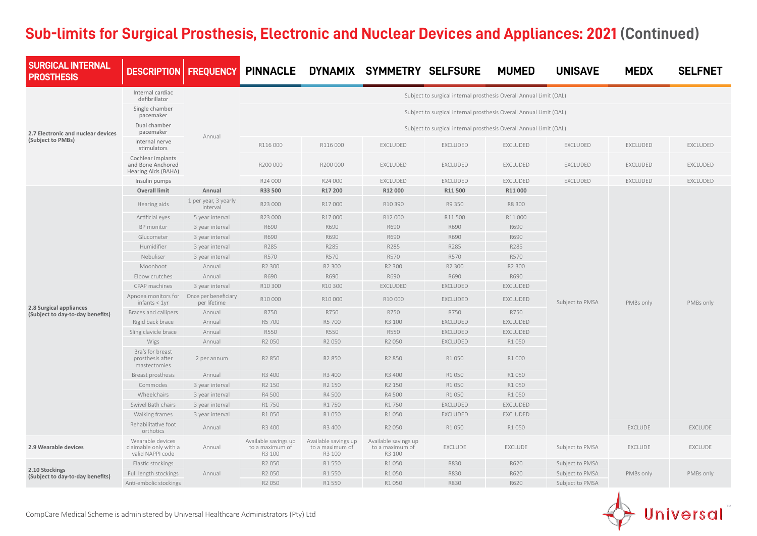# Sub-limits for Surgical Prosthesis, Electronic and Nuclear Devices and Appliances: 2021 (Continued)

| SURGICAL INTERNAL PROSTHESIS | DESCRIPTION | FREQUENCY | PINNACLE | DYNAMIX | SYMMETRY | SELFSURE | MUMED | UNISAVE | MEDX | SELFNET |
|---|---|---|---|---|---|---|---|---|---|---|
| **2.7 Electronic and nuclear devices (Subject to PMBs)** | Internal cardiac defibrillator | Annual | Subject to surgical internal prosthesis Overall Annual Limit (OAL) | | | | | | | |
| | Single chamber pacemaker | | Subject to surgical internal prosthesis Overall Annual Limit (OAL) | | | | | | | |
| | Dual chamber pacemaker | | Subject to surgical internal prosthesis Overall Annual Limit (OAL) | | | | | | | |
| | Internal nerve stimulators | | R116 000 | R116 000 | EXCLUDED | EXCLUDED | EXCLUDED | EXCLUDED | EXCLUDED | EXCLUDED |
| | Cochlear implants and Bone Anchored Hearing Aids (BAHA) | | R200 000 | R200 000 | EXCLUDED | EXCLUDED | EXCLUDED | EXCLUDED | EXCLUDED | EXCLUDED |
| | Insulin pumps | | R24 000 | R24 000 | EXCLUDED | EXCLUDED | EXCLUDED | EXCLUDED | EXCLUDED | EXCLUDED |
| **2.8 Surgical appliances (Subject to day-to-day benefits)** | **Overall limit** | **Annual** | **R33 500** | **R17 200** | **R12 000** | **R11 500** | **R11 000** | Subject to PMSA | PMBs only | PMBs only |
| | Hearing aids | 1 per year, 3 yearly interval | R23 000 | R17 000 | R10 390 | R9 350 | R8 300 | | | |
| | Artificial eyes | 5 year interval | R23 000 | R17 000 | R12 000 | R11 500 | R11 000 | | | |
| | BP monitor | 3 year interval | R690 | R690 | R690 | R690 | R690 | | | |
| | Glucometer | 3 year interval | R690 | R690 | R690 | R690 | R690 | | | |
| | Humidifier | 3 year interval | R285 | R285 | R285 | R285 | R285 | | | |
| | Nebuliser | 3 year interval | R570 | R570 | R570 | R570 | R570 | | | |
| | Moonboot | Annual | R2 300 | R2 300 | R2 300 | R2 300 | R2 300 | | | |
| | Elbow crutches | Annual | R690 | R690 | R690 | R690 | R690 | | | |
| | CPAP machines | 3 year interval | R10 300 | R10 300 | EXCLUDED | EXCLUDED | EXCLUDED | | | |
| | Apnoea monitors for infants < 1yr | Once per beneficiary per lifetime | R10 000 | R10 000 | R10 000 | EXCLUDED | EXCLUDED | | | |
| | Braces and callipers | Annual | R750 | R750 | R750 | R750 | R750 | | | |
| | Rigid back brace | Annual | R5 700 | R5 700 | R3 100 | EXCLUDED | EXCLUDED | | | |
| | Sling clavicle brace | Annual | R550 | R550 | R550 | EXCLUDED | EXCLUDED | | | |
| | Wigs | Annual | R2 050 | R2 050 | R2 050 | EXCLUDED | R1 050 | | | |
| | Bra's for breast prosthesis after mastectomies | 2 per annum | R2 850 | R2 850 | R2 850 | R1 050 | R1 000 | | | |
| | Breast prosthesis | Annual | R3 400 | R3 400 | R3 400 | R1 050 | R1 050 | | | |
| | Commodes | 3 year interval | R2 150 | R2 150 | R2 150 | R1 050 | R1 050 | | | |
| | Wheelchairs | 3 year interval | R4 500 | R4 500 | R4 500 | R1 050 | R1 050 | | | |
| | Swivel Bath chairs | 3 year interval | R1 750 | R1 750 | R1 750 | EXCLUDED | EXCLUDED | | | |
| | Walking frames | 3 year interval | R1 050 | R1 050 | R1 050 | EXCLUDED | EXCLUDED | | | |
| | Rehabilitative foot orthotics | Annual | R3 400 | R3 400 | R2 050 | R1 050 | R1 050 | | EXCLUDE | EXCLUDE |
| **2.9 Wearable devices** | Wearable devices claimable only with a valid NAPPI code | Annual | Available savings up to a maximum of R3 100 | Available savings up to a maximum of R3 100 | Available savings up to a maximum of R3 100 | EXCLUDE | EXCLUDE | Subject to PMSA | EXCLUDE | EXCLUDE |
| **2.10 Stockings (Subject to day-to-day benefits)** | Elastic stockings | Annual | R2 050 | R1 550 | R1 050 | R830 | R620 | Subject to PMSA | PMBs only | PMBs only |
| | Full length stockings | | R2 050 | R1 550 | R1 050 | R830 | R620 | Subject to PMSA | | |
| | Anti-embolic stockings | | R2 050 | R1 550 | R1 050 | R830 | R620 | Subject to PMSA | | |

CompCare Medical Scheme is administered by Universal Healthcare Administrators (Pty) Ltd